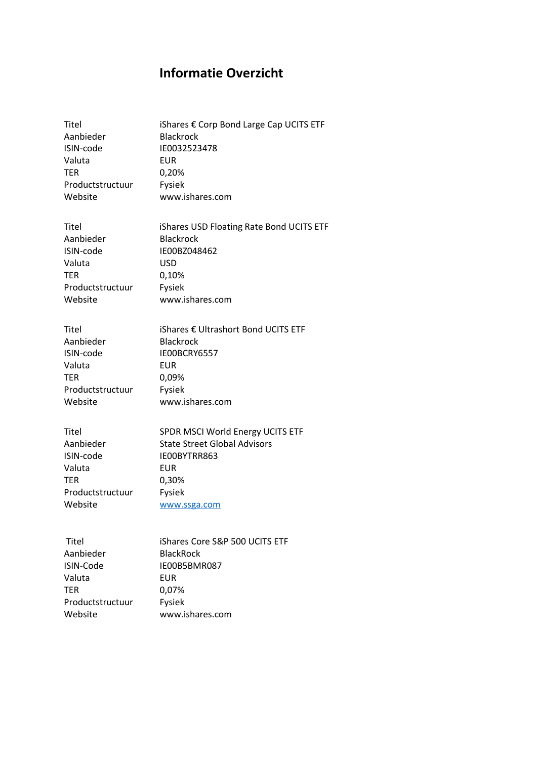# Informatie Overzicht

| | |
|---|---|
| Titel | iShares € Corp Bond Large Cap UCITS ETF |
| Aanbieder | Blackrock |
| ISIN-code | IE0032523478 |
| Valuta | EUR |
| TER | 0,20% |
| Productstructuur | Fysiek |
| Website | www.ishares.com |

| | |
|---|---|
| Titel | iShares USD Floating Rate Bond UCITS ETF |
| Aanbieder | Blackrock |
| ISIN-code | IE00BZ048462 |
| Valuta | USD |
| TER | 0,10% |
| Productstructuur | Fysiek |
| Website | www.ishares.com |

| | |
|---|---|
| Titel | iShares € Ultrashort Bond UCITS ETF |
| Aanbieder | Blackrock |
| ISIN-code | IE00BCRY6557 |
| Valuta | EUR |
| TER | 0,09% |
| Productstructuur | Fysiek |
| Website | www.ishares.com |

| | |
|---|---|
| Titel | SPDR MSCI World Energy UCITS ETF |
| Aanbieder | State Street Global Advisors |
| ISIN-code | IE00BYTRR863 |
| Valuta | EUR |
| TER | 0,30% |
| Productstructuur | Fysiek |
| Website | www.ssga.com |

| | |
|---|---|
| Titel | iShares Core S&P 500 UCITS ETF |
| Aanbieder | BlackRock |
| ISIN-Code | IE00B5BMR087 |
| Valuta | EUR |
| TER | 0,07% |
| Productstructuur | Fysiek |
| Website | www.ishares.com |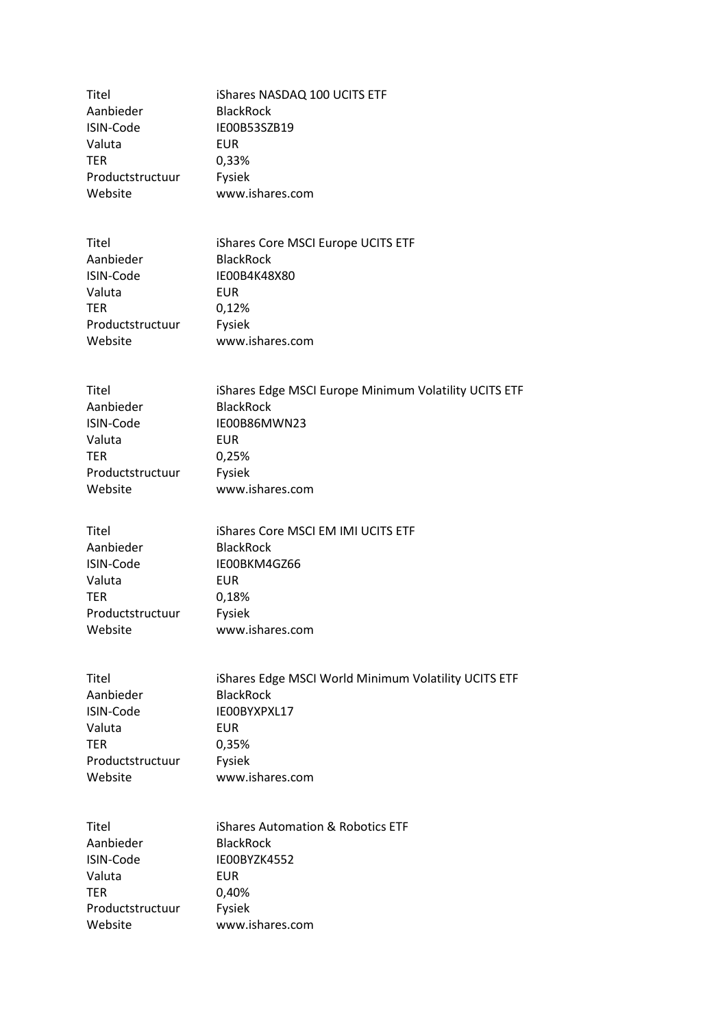| | |
|---|---|
| Titel | iShares NASDAQ 100 UCITS ETF |
| Aanbieder | BlackRock |
| ISIN-Code | IE00B53SZB19 |
| Valuta | EUR |
| TER | 0,33% |
| Productstructuur | Fysiek |
| Website | www.ishares.com |

| | |
|---|---|
| Titel | iShares Core MSCI Europe UCITS ETF |
| Aanbieder | BlackRock |
| ISIN-Code | IE00B4K48X80 |
| Valuta | EUR |
| TER | 0,12% |
| Productstructuur | Fysiek |
| Website | www.ishares.com |

| | |
|---|---|
| Titel | iShares Edge MSCI Europe Minimum Volatility UCITS ETF |
| Aanbieder | BlackRock |
| ISIN-Code | IE00B86MWN23 |
| Valuta | EUR |
| TER | 0,25% |
| Productstructuur | Fysiek |
| Website | www.ishares.com |

| | |
|---|---|
| Titel | iShares Core MSCI EM IMI UCITS ETF |
| Aanbieder | BlackRock |
| ISIN-Code | IE00BKM4GZ66 |
| Valuta | EUR |
| TER | 0,18% |
| Productstructuur | Fysiek |
| Website | www.ishares.com |

| | |
|---|---|
| Titel | iShares Edge MSCI World Minimum Volatility UCITS ETF |
| Aanbieder | BlackRock |
| ISIN-Code | IE00BYXPXL17 |
| Valuta | EUR |
| TER | 0,35% |
| Productstructuur | Fysiek |
| Website | www.ishares.com |

| | |
|---|---|
| Titel | iShares Automation & Robotics ETF |
| Aanbieder | BlackRock |
| ISIN-Code | IE00BYZK4552 |
| Valuta | EUR |
| TER | 0,40% |
| Productstructuur | Fysiek |
| Website | www.ishares.com |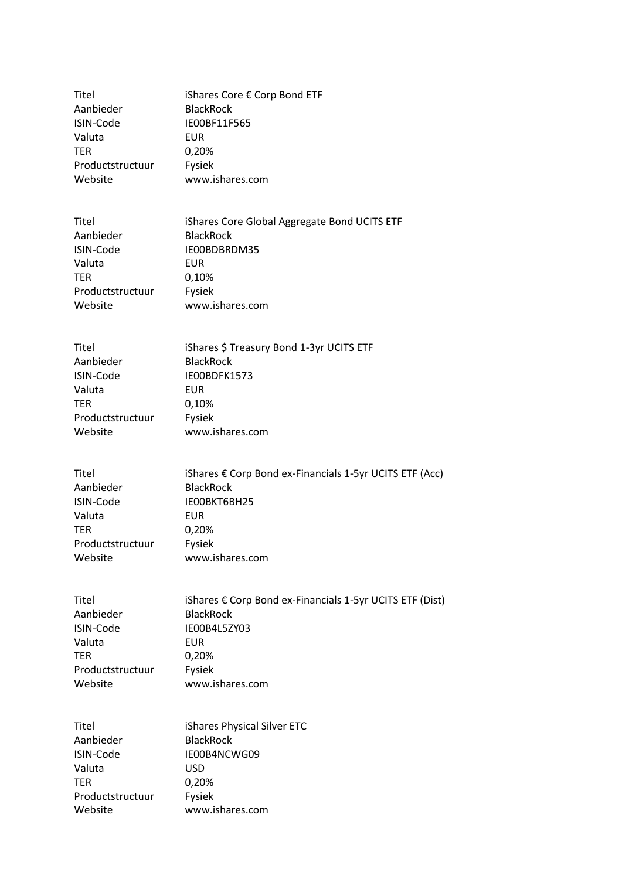| | |
|---|---|
| Titel | iShares Core € Corp Bond ETF |
| Aanbieder | BlackRock |
| ISIN-Code | IE00BF11F565 |
| Valuta | EUR |
| TER | 0,20% |
| Productstructuur | Fysiek |
| Website | www.ishares.com |

| | |
|---|---|
| Titel | iShares Core Global Aggregate Bond UCITS ETF |
| Aanbieder | BlackRock |
| ISIN-Code | IE00BDBRDM35 |
| Valuta | EUR |
| TER | 0,10% |
| Productstructuur | Fysiek |
| Website | www.ishares.com |

| | |
|---|---|
| Titel | iShares $ Treasury Bond 1-3yr UCITS ETF |
| Aanbieder | BlackRock |
| ISIN-Code | IE00BDFK1573 |
| Valuta | EUR |
| TER | 0,10% |
| Productstructuur | Fysiek |
| Website | www.ishares.com |

| | |
|---|---|
| Titel | iShares € Corp Bond ex-Financials 1-5yr UCITS ETF (Acc) |
| Aanbieder | BlackRock |
| ISIN-Code | IE00BKT6BH25 |
| Valuta | EUR |
| TER | 0,20% |
| Productstructuur | Fysiek |
| Website | www.ishares.com |

| | |
|---|---|
| Titel | iShares € Corp Bond ex-Financials 1-5yr UCITS ETF (Dist) |
| Aanbieder | BlackRock |
| ISIN-Code | IE00B4L5ZY03 |
| Valuta | EUR |
| TER | 0,20% |
| Productstructuur | Fysiek |
| Website | www.ishares.com |

| | |
|---|---|
| Titel | iShares Physical Silver ETC |
| Aanbieder | BlackRock |
| ISIN-Code | IE00B4NCWG09 |
| Valuta | USD |
| TER | 0,20% |
| Productstructuur | Fysiek |
| Website | www.ishares.com |